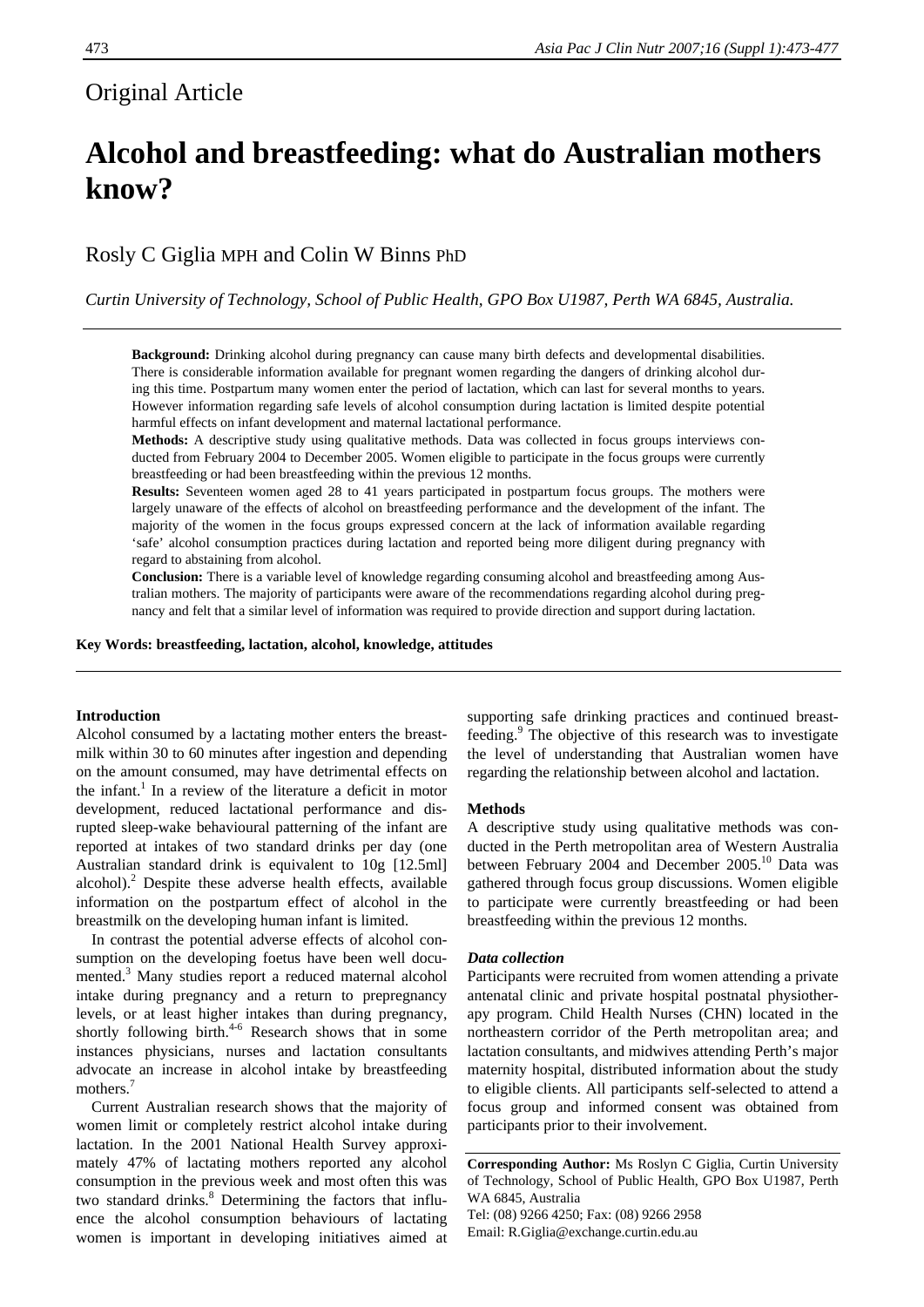Original Article

# Alcohol and breastfeeding: what do Australian mothers know?

Rosly C Giglia MPH and Colin W Binns PhD

*Curtin University of Technology, School of Public Health, GPO Box U1987, Perth WA 6845, Australia.*

**Background:** Drinking alcohol during pregnancy can cause many birth defects and developmental disabilities. There is considerable information available for pregnant women regarding the dangers of drinking alcohol during this time. Postpartum many women enter the period of lactation, which can last for several months to years. However information regarding safe levels of alcohol consumption during lactation is limited despite potential harmful effects on infant development and maternal lactational performance.

**Methods:** A descriptive study using qualitative methods. Data was collected in focus groups interviews conducted from February 2004 to December 2005. Women eligible to participate in the focus groups were currently breastfeeding or had been breastfeeding within the previous 12 months.

**Results:** Seventeen women aged 28 to 41 years participated in postpartum focus groups. The mothers were largely unaware of the effects of alcohol on breastfeeding performance and the development of the infant. The majority of the women in the focus groups expressed concern at the lack of information available regarding 'safe' alcohol consumption practices during lactation and reported being more diligent during pregnancy with regard to abstaining from alcohol.

**Conclusion:** There is a variable level of knowledge regarding consuming alcohol and breastfeeding among Australian mothers. The majority of participants were aware of the recommendations regarding alcohol during pregnancy and felt that a similar level of information was required to provide direction and support during lactation.

**Key Words: breastfeeding, lactation, alcohol, knowledge, attitudes**

## Introduction

Alcohol consumed by a lactating mother enters the breastmilk within 30 to 60 minutes after ingestion and depending on the amount consumed, may have detrimental effects on the infant.[1] In a review of the literature a deficit in motor development, reduced lactational performance and disrupted sleep-wake behavioural patterning of the infant are reported at intakes of two standard drinks per day (one Australian standard drink is equivalent to 10g [12.5ml] alcohol).[2] Despite these adverse health effects, available information on the postpartum effect of alcohol in the breastmilk on the developing human infant is limited.

In contrast the potential adverse effects of alcohol consumption on the developing foetus have been well documented.[3] Many studies report a reduced maternal alcohol intake during pregnancy and a return to prepregnancy levels, or at least higher intakes than during pregnancy, shortly following birth.[4-6] Research shows that in some instances physicians, nurses and lactation consultants advocate an increase in alcohol intake by breastfeeding mothers.[7]

Current Australian research shows that the majority of women limit or completely restrict alcohol intake during lactation. In the 2001 National Health Survey approximately 47% of lactating mothers reported any alcohol consumption in the previous week and most often this was two standard drinks.[8] Determining the factors that influence the alcohol consumption behaviours of lactating women is important in developing initiatives aimed at supporting safe drinking practices and continued breastfeeding.[9] The objective of this research was to investigate the level of understanding that Australian women have regarding the relationship between alcohol and lactation.

## Methods

A descriptive study using qualitative methods was conducted in the Perth metropolitan area of Western Australia between February 2004 and December 2005.[10] Data was gathered through focus group discussions. Women eligible to participate were currently breastfeeding or had been breastfeeding within the previous 12 months.

### *Data collection*

Participants were recruited from women attending a private antenatal clinic and private hospital postnatal physiotherapy program. Child Health Nurses (CHN) located in the northeastern corridor of the Perth metropolitan area; and lactation consultants, and midwives attending Perth's major maternity hospital, distributed information about the study to eligible clients. All participants self-selected to attend a focus group and informed consent was obtained from participants prior to their involvement.

**Corresponding Author:** Ms Roslyn C Giglia, Curtin University of Technology, School of Public Health, GPO Box U1987, Perth WA 6845, Australia
Tel: (08) 9266 4250; Fax: (08) 9266 2958
Email: R.Giglia@exchange.curtin.edu.au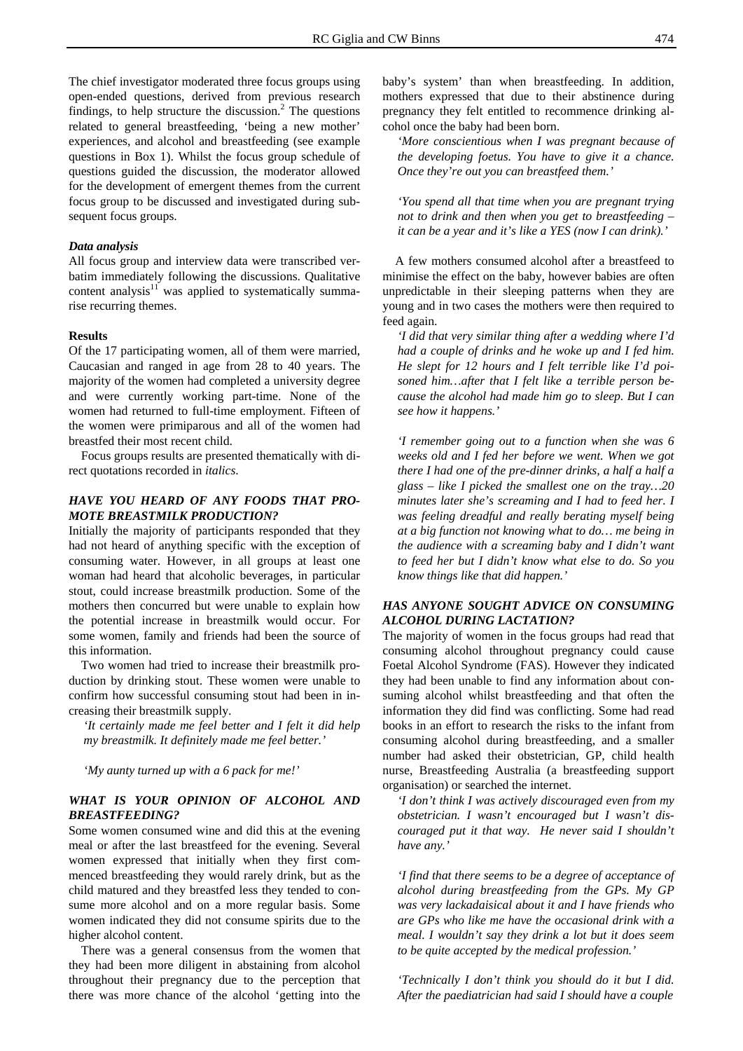The chief investigator moderated three focus groups using open-ended questions, derived from previous research findings, to help structure the discussion.[2] The questions related to general breastfeeding, 'being a new mother' experiences, and alcohol and breastfeeding (see example questions in Box 1). Whilst the focus group schedule of questions guided the discussion, the moderator allowed for the development of emergent themes from the current focus group to be discussed and investigated during subsequent focus groups.

### *Data analysis*

All focus group and interview data were transcribed verbatim immediately following the discussions. Qualitative content analysis[11] was applied to systematically summarise recurring themes.

## Results

Of the 17 participating women, all of them were married, Caucasian and ranged in age from 28 to 40 years. The majority of the women had completed a university degree and were currently working part-time. None of the women had returned to full-time employment. Fifteen of the women were primiparous and all of the women had breastfed their most recent child.

Focus groups results are presented thematically with direct quotations recorded in *italics*.

### *HAVE YOU HEARD OF ANY FOODS THAT PROMOTE BREASTMILK PRODUCTION?*

Initially the majority of participants responded that they had not heard of anything specific with the exception of consuming water. However, in all groups at least one woman had heard that alcoholic beverages, in particular stout, could increase breastmilk production. Some of the mothers then concurred but were unable to explain how the potential increase in breastmilk would occur. For some women, family and friends had been the source of this information.

Two women had tried to increase their breastmilk production by drinking stout. These women were unable to confirm how successful consuming stout had been in increasing their breastmilk supply.

> *'It certainly made me feel better and I felt it did help my breastmilk. It definitely made me feel better.'*

> *'My aunty turned up with a 6 pack for me!'*

### *WHAT IS YOUR OPINION OF ALCOHOL AND BREASTFEEDING?*

Some women consumed wine and did this at the evening meal or after the last breastfeed for the evening. Several women expressed that initially when they first commenced breastfeeding they would rarely drink, but as the child matured and they breastfed less they tended to consume more alcohol and on a more regular basis. Some women indicated they did not consume spirits due to the higher alcohol content.

There was a general consensus from the women that they had been more diligent in abstaining from alcohol throughout their pregnancy due to the perception that there was more chance of the alcohol 'getting into the baby's system' than when breastfeeding. In addition, mothers expressed that due to their abstinence during pregnancy they felt entitled to recommence drinking alcohol once the baby had been born.

> *'More conscientious when I was pregnant because of the developing foetus. You have to give it a chance. Once they're out you can breastfeed them.'*

> *'You spend all that time when you are pregnant trying not to drink and then when you get to breastfeeding – it can be a year and it's like a YES (now I can drink).'*

A few mothers consumed alcohol after a breastfeed to minimise the effect on the baby, however babies are often unpredictable in their sleeping patterns when they are young and in two cases the mothers were then required to feed again.

> *'I did that very similar thing after a wedding where I'd had a couple of drinks and he woke up and I fed him. He slept for 12 hours and I felt terrible like I'd poisoned him…after that I felt like a terrible person because the alcohol had made him go to sleep. But I can see how it happens.'*

> *'I remember going out to a function when she was 6 weeks old and I fed her before we went. When we got there I had one of the pre-dinner drinks, a half a half a glass – like I picked the smallest one on the tray…20 minutes later she's screaming and I had to feed her. I was feeling dreadful and really berating myself being at a big function not knowing what to do… me being in the audience with a screaming baby and I didn't want to feed her but I didn't know what else to do. So you know things like that did happen.'*

### *HAS ANYONE SOUGHT ADVICE ON CONSUMING ALCOHOL DURING LACTATION?*

The majority of women in the focus groups had read that consuming alcohol throughout pregnancy could cause Foetal Alcohol Syndrome (FAS). However they indicated they had been unable to find any information about consuming alcohol whilst breastfeeding and that often the information they did find was conflicting. Some had read books in an effort to research the risks to the infant from consuming alcohol during breastfeeding, and a smaller number had asked their obstetrician, GP, child health nurse, Breastfeeding Australia (a breastfeeding support organisation) or searched the internet.

> *'I don't think I was actively discouraged even from my obstetrician. I wasn't encouraged but I wasn't discouraged put it that way. He never said I shouldn't have any.'*

> *'I find that there seems to be a degree of acceptance of alcohol during breastfeeding from the GPs. My GP was very lackadaisical about it and I have friends who are GPs who like me have the occasional drink with a meal. I wouldn't say they drink a lot but it does seem to be quite accepted by the medical profession.'*

> *'Technically I don't think you should do it but I did. After the paediatrician had said I should have a couple*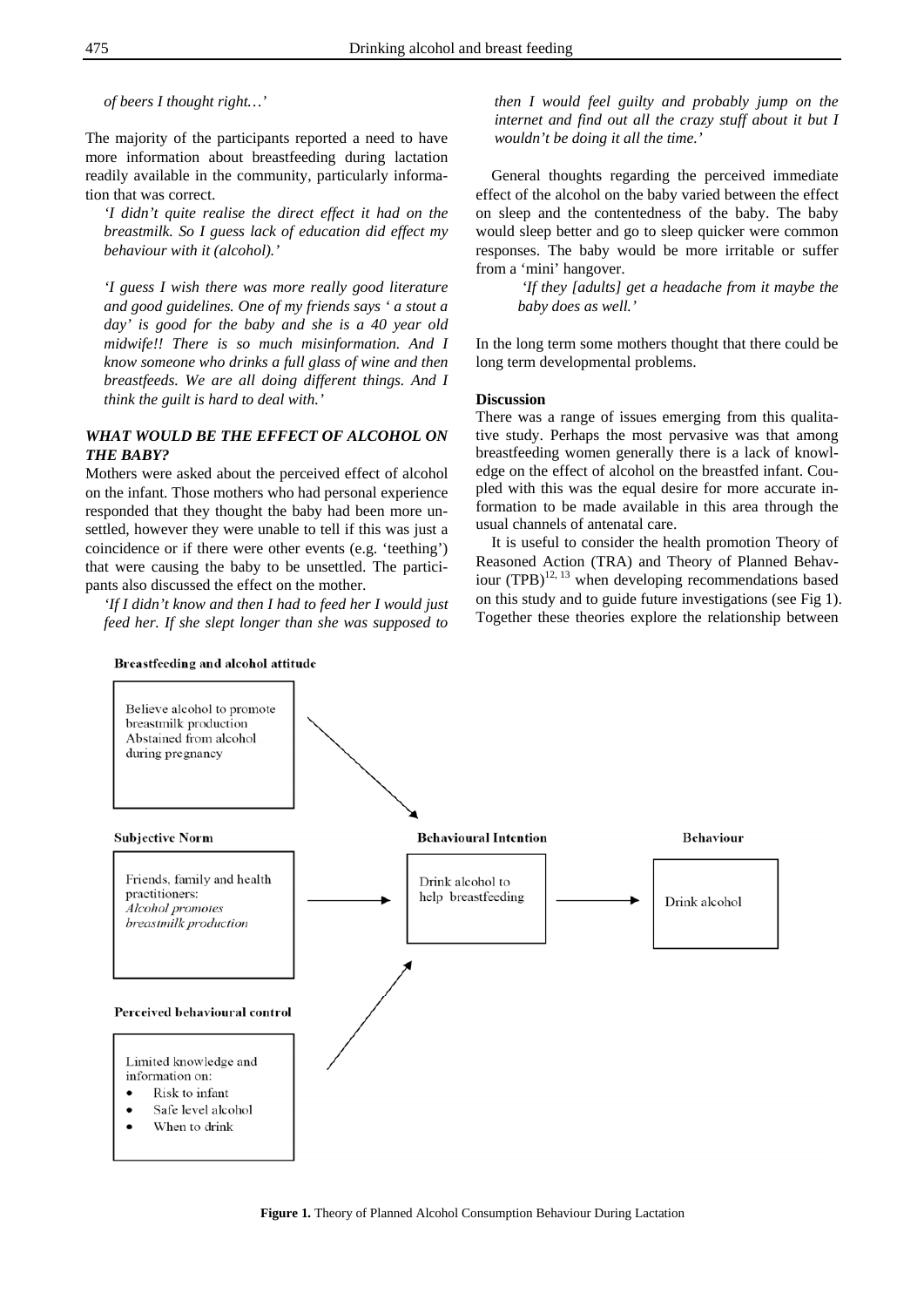*of beers I thought right…'*

The majority of the participants reported a need to have more information about breastfeeding during lactation readily available in the community, particularly information that was correct.

> *'I didn't quite realise the direct effect it had on the breastmilk. So I guess lack of education did effect my behaviour with it (alcohol).'*

> *'I guess I wish there was more really good literature and good guidelines. One of my friends says ' a stout a day' is good for the baby and she is a 40 year old midwife!! There is so much misinformation. And I know someone who drinks a full glass of wine and then breastfeeds. We are all doing different things. And I think the guilt is hard to deal with.'*

### *WHAT WOULD BE THE EFFECT OF ALCOHOL ON THE BABY?*

Mothers were asked about the perceived effect of alcohol on the infant. Those mothers who had personal experience responded that they thought the baby had been more unsettled, however they were unable to tell if this was just a coincidence or if there were other events (e.g. 'teething') that were causing the baby to be unsettled. The participants also discussed the effect on the mother.

> *'If I didn't know and then I had to feed her I would just feed her. If she slept longer than she was supposed to then I would feel guilty and probably jump on the internet and find out all the crazy stuff about it but I wouldn't be doing it all the time.'*

General thoughts regarding the perceived immediate effect of the alcohol on the baby varied between the effect on sleep and the contentedness of the baby. The baby would sleep better and go to sleep quicker were common responses. The baby would be more irritable or suffer from a 'mini' hangover.

> *'If they [adults] get a headache from it maybe the baby does as well.'*

In the long term some mothers thought that there could be long term developmental problems.

### Discussion

There was a range of issues emerging from this qualitative study. Perhaps the most pervasive was that among breastfeeding women generally there is a lack of knowledge on the effect of alcohol on the breastfed infant. Coupled with this was the equal desire for more accurate information to be made available in this area through the usual channels of antenatal care.

It is useful to consider the health promotion Theory of Reasoned Action (TRA) and Theory of Planned Behaviour (TPB)[12, 13] when developing recommendations based on this study and to guide future investigations (see Fig 1). Together these theories explore the relationship between

**Breastfeeding and alcohol attitude**

Believe alcohol to promote breastmilk production
Abstained from alcohol during pregnancy

**Subjective Norm**

Friends, family and health practitioners:
*Alcohol promotes breastmilk production*

**Perceived behavioural control**

Limited knowledge and information on:
- Risk to infant
- Safe level alcohol
- When to drink

**Behavioural Intention**

Drink alcohol to help breastfeeding

**Behaviour**

Drink alcohol

**Figure 1.** Theory of Planned Alcohol Consumption Behaviour During Lactation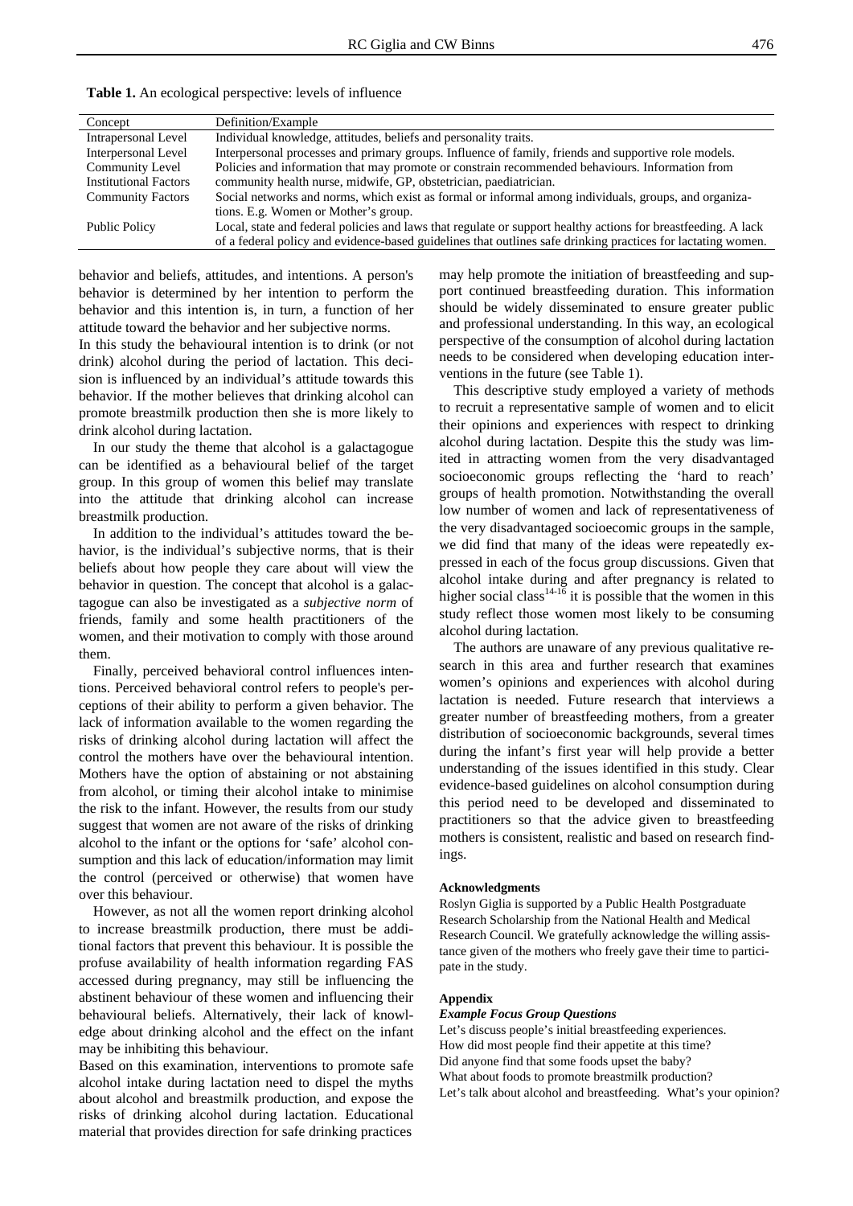**Table 1.** An ecological perspective: levels of influence

| Concept | Definition/Example |
|---|---|
| Intrapersonal Level | Individual knowledge, attitudes, beliefs and personality traits. |
| Interpersonal Level | Interpersonal processes and primary groups. Influence of family, friends and supportive role models. |
| Community Level | Policies and information that may promote or constrain recommended behaviours. Information from |
| Institutional Factors | community health nurse, midwife, GP, obstetrician, paediatrician. |
| Community Factors | Social networks and norms, which exist as formal or informal among individuals, groups, and organizations. E.g. Women or Mother's group. |
| Public Policy | Local, state and federal policies and laws that regulate or support healthy actions for breastfeeding. A lack of a federal policy and evidence-based guidelines that outlines safe drinking practices for lactating women. |

behavior and beliefs, attitudes, and intentions. A person's behavior is determined by her intention to perform the behavior and this intention is, in turn, a function of her attitude toward the behavior and her subjective norms.

In this study the behavioural intention is to drink (or not drink) alcohol during the period of lactation. This decision is influenced by an individual's attitude towards this behavior. If the mother believes that drinking alcohol can promote breastmilk production then she is more likely to drink alcohol during lactation.

In our study the theme that alcohol is a galactagogue can be identified as a behavioural belief of the target group. In this group of women this belief may translate into the attitude that drinking alcohol can increase breastmilk production.

In addition to the individual's attitudes toward the behavior, is the individual's subjective norms, that is their beliefs about how people they care about will view the behavior in question. The concept that alcohol is a galactagogue can also be investigated as a *subjective norm* of friends, family and some health practitioners of the women, and their motivation to comply with those around them.

Finally, perceived behavioral control influences intentions. Perceived behavioral control refers to people's perceptions of their ability to perform a given behavior. The lack of information available to the women regarding the risks of drinking alcohol during lactation will affect the control the mothers have over the behavioural intention. Mothers have the option of abstaining or not abstaining from alcohol, or timing their alcohol intake to minimise the risk to the infant. However, the results from our study suggest that women are not aware of the risks of drinking alcohol to the infant or the options for 'safe' alcohol consumption and this lack of education/information may limit the control (perceived or otherwise) that women have over this behaviour.

However, as not all the women report drinking alcohol to increase breastmilk production, there must be additional factors that prevent this behaviour. It is possible the profuse availability of health information regarding FAS accessed during pregnancy, may still be influencing the abstinent behaviour of these women and influencing their behavioural beliefs. Alternatively, their lack of knowledge about drinking alcohol and the effect on the infant may be inhibiting this behaviour.

Based on this examination, interventions to promote safe alcohol intake during lactation need to dispel the myths about alcohol and breastmilk production, and expose the risks of drinking alcohol during lactation. Educational material that provides direction for safe drinking practices may help promote the initiation of breastfeeding and support continued breastfeeding duration. This information should be widely disseminated to ensure greater public and professional understanding. In this way, an ecological perspective of the consumption of alcohol during lactation needs to be considered when developing education interventions in the future (see Table 1).

This descriptive study employed a variety of methods to recruit a representative sample of women and to elicit their opinions and experiences with respect to drinking alcohol during lactation. Despite this the study was limited in attracting women from the very disadvantaged socioeconomic groups reflecting the 'hard to reach' groups of health promotion. Notwithstanding the overall low number of women and lack of representativeness of the very disadvantaged socioecomic groups in the sample, we did find that many of the ideas were repeatedly expressed in each of the focus group discussions. Given that alcohol intake during and after pregnancy is related to higher social class[14-16] it is possible that the women in this study reflect those women most likely to be consuming alcohol during lactation.

The authors are unaware of any previous qualitative research in this area and further research that examines women's opinions and experiences with alcohol during lactation is needed. Future research that interviews a greater number of breastfeeding mothers, from a greater distribution of socioeconomic backgrounds, several times during the infant's first year will help provide a better understanding of the issues identified in this study. Clear evidence-based guidelines on alcohol consumption during this period need to be developed and disseminated to practitioners so that the advice given to breastfeeding mothers is consistent, realistic and based on research findings.

#### Acknowledgments

Roslyn Giglia is supported by a Public Health Postgraduate Research Scholarship from the National Health and Medical Research Council. We gratefully acknowledge the willing assistance given of the mothers who freely gave their time to participate in the study.

#### Appendix

***Example Focus Group Questions***

Let's discuss people's initial breastfeeding experiences.
How did most people find their appetite at this time?
Did anyone find that some foods upset the baby?
What about foods to promote breastmilk production?
Let's talk about alcohol and breastfeeding. What's your opinion?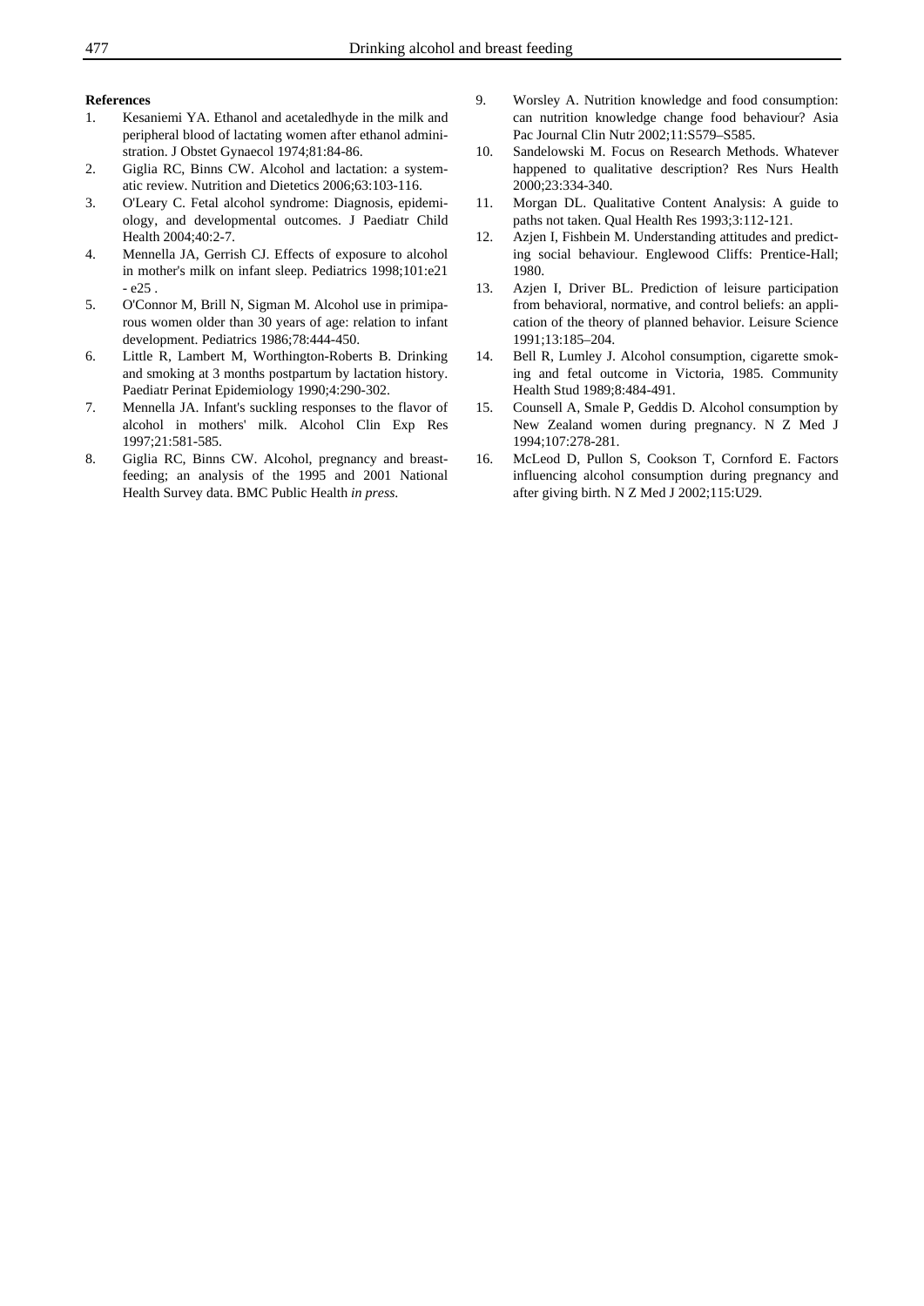**References**

1. Kesaniemi YA. Ethanol and acetaledhyde in the milk and peripheral blood of lactating women after ethanol administration. J Obstet Gynaecol 1974;81:84-86.
2. Giglia RC, Binns CW. Alcohol and lactation: a systematic review. Nutrition and Dietetics 2006;63:103-116.
3. O'Leary C. Fetal alcohol syndrome: Diagnosis, epidemiology, and developmental outcomes. J Paediatr Child Health 2004;40:2-7.
4. Mennella JA, Gerrish CJ. Effects of exposure to alcohol in mother's milk on infant sleep. Pediatrics 1998;101:e21 - e25 .
5. O'Connor M, Brill N, Sigman M. Alcohol use in primiparous women older than 30 years of age: relation to infant development. Pediatrics 1986;78:444-450.
6. Little R, Lambert M, Worthington-Roberts B. Drinking and smoking at 3 months postpartum by lactation history. Paediatr Perinat Epidemiology 1990;4:290-302.
7. Mennella JA. Infant's suckling responses to the flavor of alcohol in mothers' milk. Alcohol Clin Exp Res 1997;21:581-585.
8. Giglia RC, Binns CW. Alcohol, pregnancy and breastfeeding; an analysis of the 1995 and 2001 National Health Survey data. BMC Public Health *in press.*
9. Worsley A. Nutrition knowledge and food consumption: can nutrition knowledge change food behaviour? Asia Pac Journal Clin Nutr 2002;11:S579–S585.
10. Sandelowski M. Focus on Research Methods. Whatever happened to qualitative description? Res Nurs Health 2000;23:334-340.
11. Morgan DL. Qualitative Content Analysis: A guide to paths not taken. Qual Health Res 1993;3:112-121.
12. Azjen I, Fishbein M. Understanding attitudes and predicting social behaviour. Englewood Cliffs: Prentice-Hall; 1980.
13. Azjen I, Driver BL. Prediction of leisure participation from behavioral, normative, and control beliefs: an application of the theory of planned behavior. Leisure Science 1991;13:185–204.
14. Bell R, Lumley J. Alcohol consumption, cigarette smoking and fetal outcome in Victoria, 1985. Community Health Stud 1989;8:484-491.
15. Counsell A, Smale P, Geddis D. Alcohol consumption by New Zealand women during pregnancy. N Z Med J 1994;107:278-281.
16. McLeod D, Pullon S, Cookson T, Cornford E. Factors influencing alcohol consumption during pregnancy and after giving birth. N Z Med J 2002;115:U29.